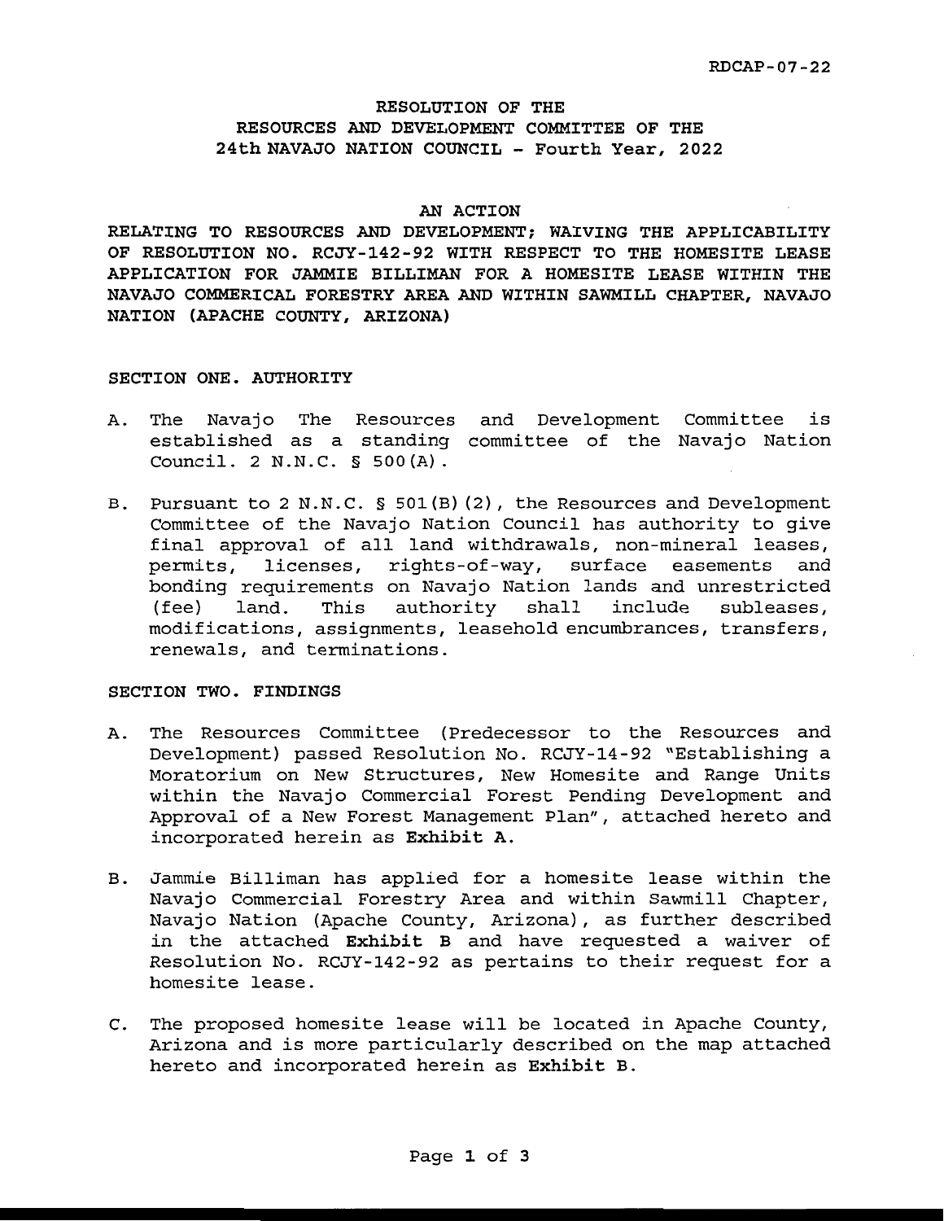RDCAP-07-22

# RESOLUTION OF THE RESOURCES AND DEVELOPMENT COMMITTEE OF THE 24th NAVAJO NATION COUNCIL - Fourth Year, 2022

## AN ACTION

RELATING TO RESOURCES AND DEVELOPMENT; WAIVING THE APPLICABILITY OF RESOLUTION NO. RCJY-142-92 WITH RESPECT TO THE HOMESITE LEASE APPLICATION FOR JAMMIE BILLIMAN FOR A HOMESITE LEASE WITHIN THE NAVAJO COMMERICAL FORESTRY AREA AND WITHIN SAWMILL CHAPTER, NAVAJO NATION (APACHE COUNTY, ARIZONA)

### SECTION ONE. AUTHORITY

A. The Navajo The Resources and Development Committee is established as a standing committee of the Navajo Nation Council. 2 N.N.C. § 500(A).

B. Pursuant to 2 N.N.C. § 501(B)(2), the Resources and Development Committee of the Navajo Nation Council has authority to give final approval of all land withdrawals, non-mineral leases, permits, licenses, rights-of-way, surface easements and bonding requirements on Navajo Nation lands and unrestricted (fee) land. This authority shall include subleases, modifications, assignments, leasehold encumbrances, transfers, renewals, and terminations.

### SECTION TWO. FINDINGS

A. The Resources Committee (Predecessor to the Resources and Development) passed Resolution No. RCJY-14-92 "Establishing a Moratorium on New Structures, New Homesite and Range Units within the Navajo Commercial Forest Pending Development and Approval of a New Forest Management Plan", attached hereto and incorporated herein as **Exhibit A.**

B. Jammie Billiman has applied for a homesite lease within the Navajo Commercial Forestry Area and within Sawmill Chapter, Navajo Nation (Apache County, Arizona), as further described in the attached **Exhibit B** and have requested a waiver of Resolution No. RCJY-142-92 as pertains to their request for a homesite lease.

C. The proposed homesite lease will be located in Apache County, Arizona and is more particularly described on the map attached hereto and incorporated herein as **Exhibit B.**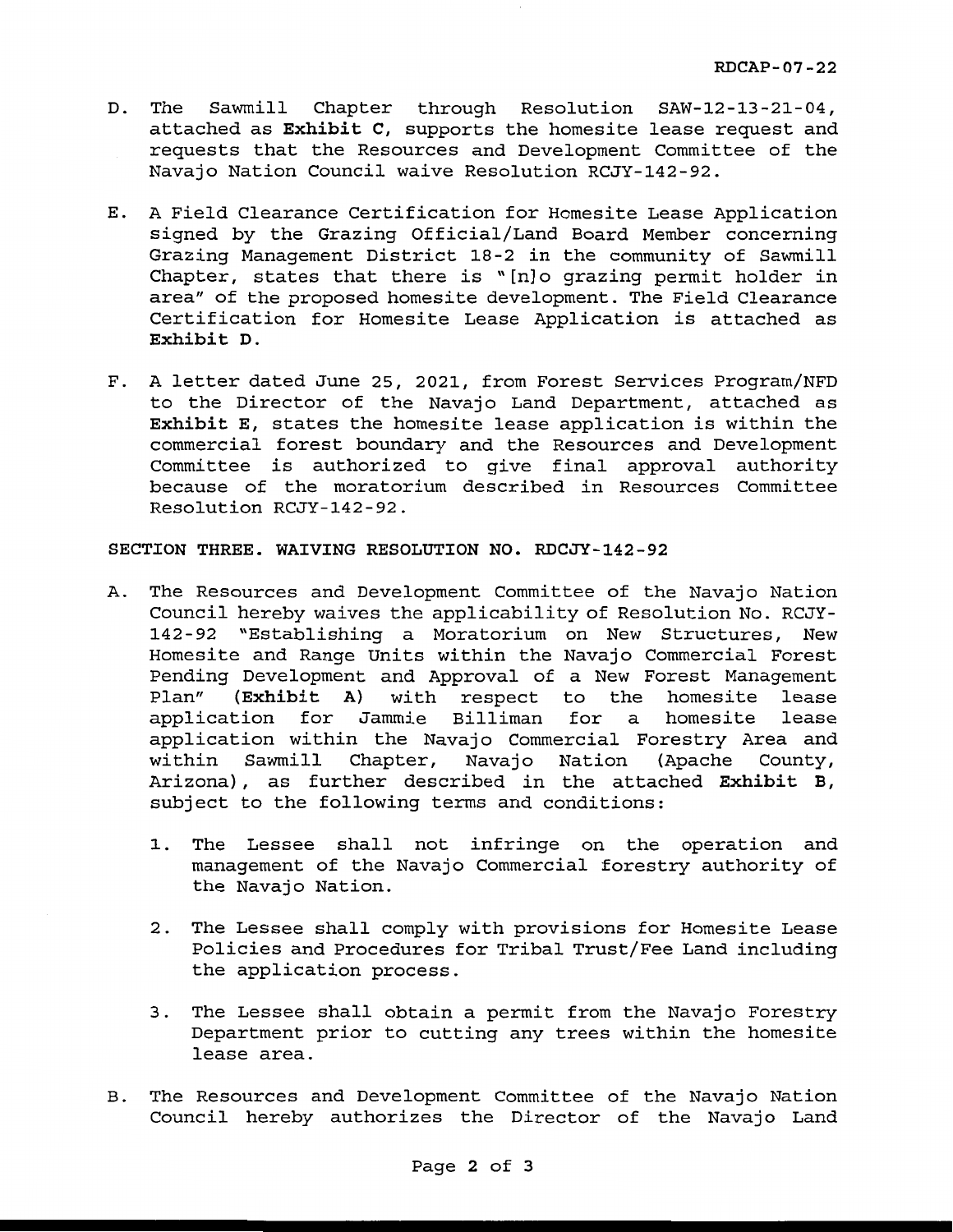D. The Sawmill Chapter through Resolution SAW-12-13-21-04, attached as **Exhibit C**, supports the homesite lease request and requests that the Resources and Development Committee of the Navajo Nation Council waive Resolution RCJY-142-92.

E. A Field Clearance Certification for Homesite Lease Application signed by the Grazing Official/Land Board Member concerning Grazing Management District 18-2 in the community of Sawmill Chapter, states that there is "[n]o grazing permit holder in area" of the proposed homesite development. The Field Clearance Certification for Homesite Lease Application is attached as **Exhibit D**.

F. A letter dated June 25, 2021, from Forest Services Program/NFD to the Director of the Navajo Land Department, attached as **Exhibit E**, states the homesite lease application is within the commercial forest boundary and the Resources and Development Committee is authorized to give final approval authority because of the moratorium described in Resources Committee Resolution RCJY-142-92.

**SECTION THREE. WAIVING RESOLUTION NO. RDCJY-142-92**

A. The Resources and Development Committee of the Navajo Nation Council hereby waives the applicability of Resolution No. RCJY-142-92 "Establishing a Moratorium on New Structures, New Homesite and Range Units within the Navajo Commercial Forest Pending Development and Approval of a New Forest Management Plan" (**Exhibit A**) with respect to the homesite lease application for Jammie Billiman for a homesite lease application within the Navajo Commercial Forestry Area and within Sawmill Chapter, Navajo Nation (Apache County, Arizona), as further described in the attached **Exhibit B**, subject to the following terms and conditions:

   1. The Lessee shall not infringe on the operation and management of the Navajo Commercial forestry authority of the Navajo Nation.

   2. The Lessee shall comply with provisions for Homesite Lease Policies and Procedures for Tribal Trust/Fee Land including the application process.

   3. The Lessee shall obtain a permit from the Navajo Forestry Department prior to cutting any trees within the homesite lease area.

B. The Resources and Development Committee of the Navajo Nation Council hereby authorizes the Director of the Navajo Land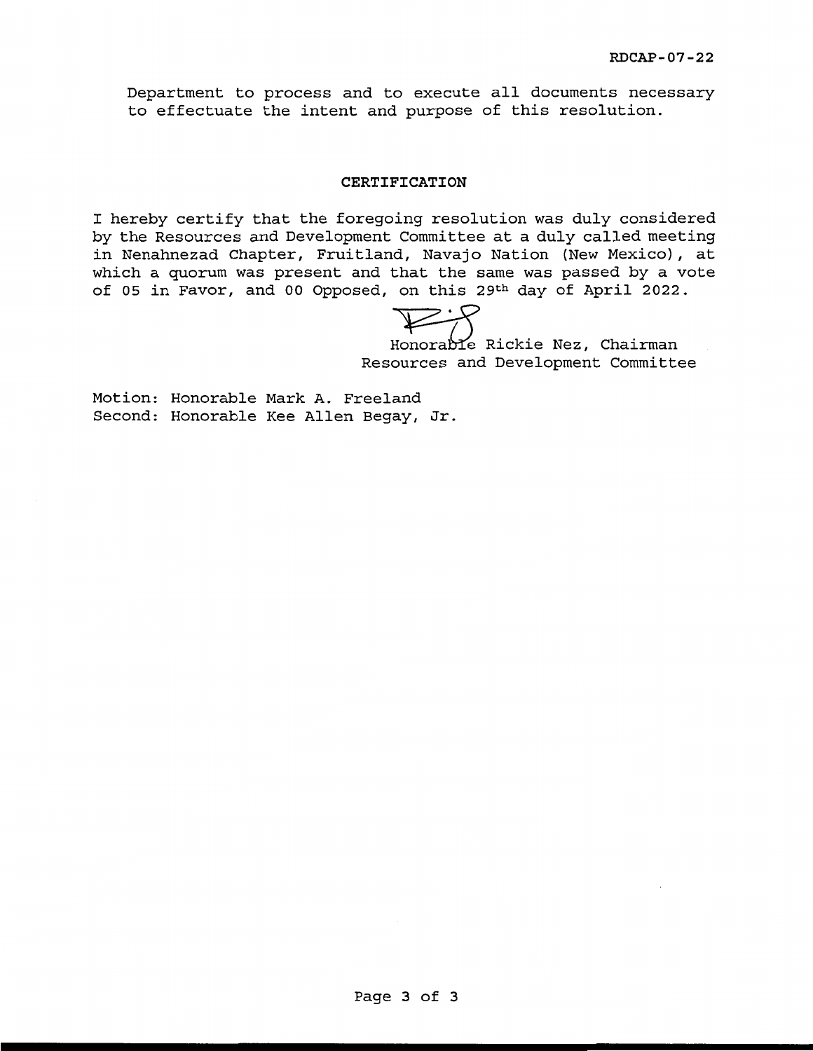Department to process and to execute all documents necessary to effectuate the intent and purpose of this resolution.

**CERTIFICATION**

I hereby certify that the foregoing resolution was duly considered by the Resources and Development Committee at a duly called meeting in Nenahnezad Chapter, Fruitland, Navajo Nation (New Mexico), at which a quorum was present and that the same was passed by a vote of 05 in Favor, and 00 Opposed, on this 29th day of April 2022.

Honorable Rickie Nez, Chairman
Resources and Development Committee

Motion: Honorable Mark A. Freeland
Second: Honorable Kee Allen Begay, Jr.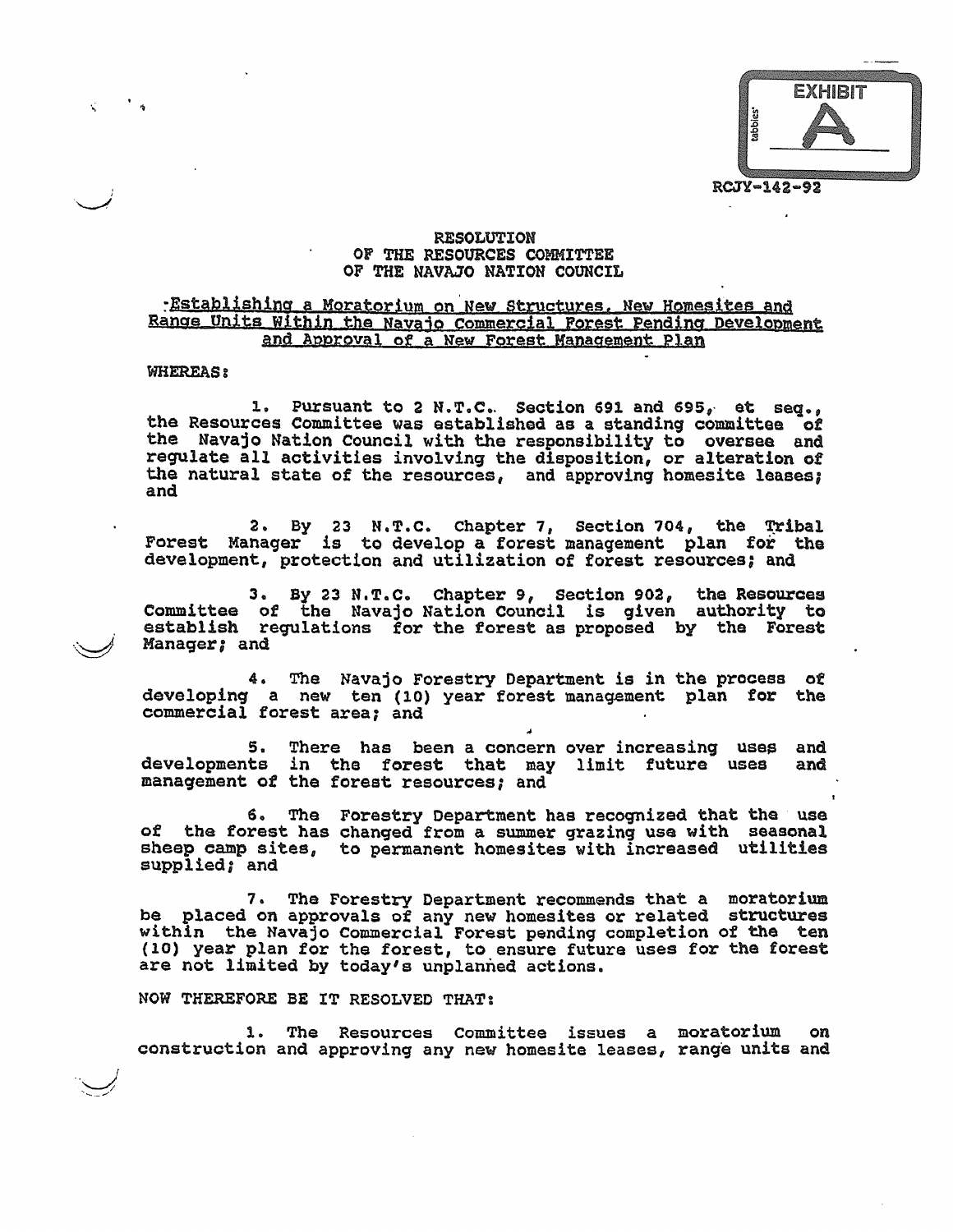EXHIBIT A

RCJY-142-92

# RESOLUTION
# OF THE RESOURCES COMMITTEE
# OF THE NAVAJO NATION COUNCIL

**Establishing a Moratorium on New Structures, New Homesites and Range Units Within the Navajo Commercial Forest Pending Development and Approval of a New Forest Management Plan**

WHEREAS:

1. Pursuant to 2 N.T.C. Section 691 and 695, et seq., the Resources Committee was established as a standing committee of the Navajo Nation Council with the responsibility to oversee and regulate all activities involving the disposition, or alteration of the natural state of the resources, and approving homesite leases; and

2. By 23 N.T.C. Chapter 7, Section 704, the Tribal Forest Manager is to develop a forest management plan for the development, protection and utilization of forest resources; and

3. By 23 N.T.C. Chapter 9, Section 902, the Resources Committee of the Navajo Nation Council is given authority to establish regulations for the forest as proposed by the Forest Manager; and

4. The Navajo Forestry Department is in the process of developing a new ten (10) year forest management plan for the commercial forest area; and

5. There has been a concern over increasing uses and developments in the forest that may limit future uses and management of the forest resources; and

6. The Forestry Department has recognized that the use of the forest has changed from a summer grazing use with seasonal sheep camp sites, to permanent homesites with increased utilities supplied; and

7. The Forestry Department recommends that a moratorium be placed on approvals of any new homesites or related structures within the Navajo Commercial Forest pending completion of the ten (10) year plan for the forest, to ensure future uses for the forest are not limited by today's unplanned actions.

NOW THEREFORE BE IT RESOLVED THAT:

1. The Resources Committee issues a moratorium on construction and approving any new homesite leases, range units and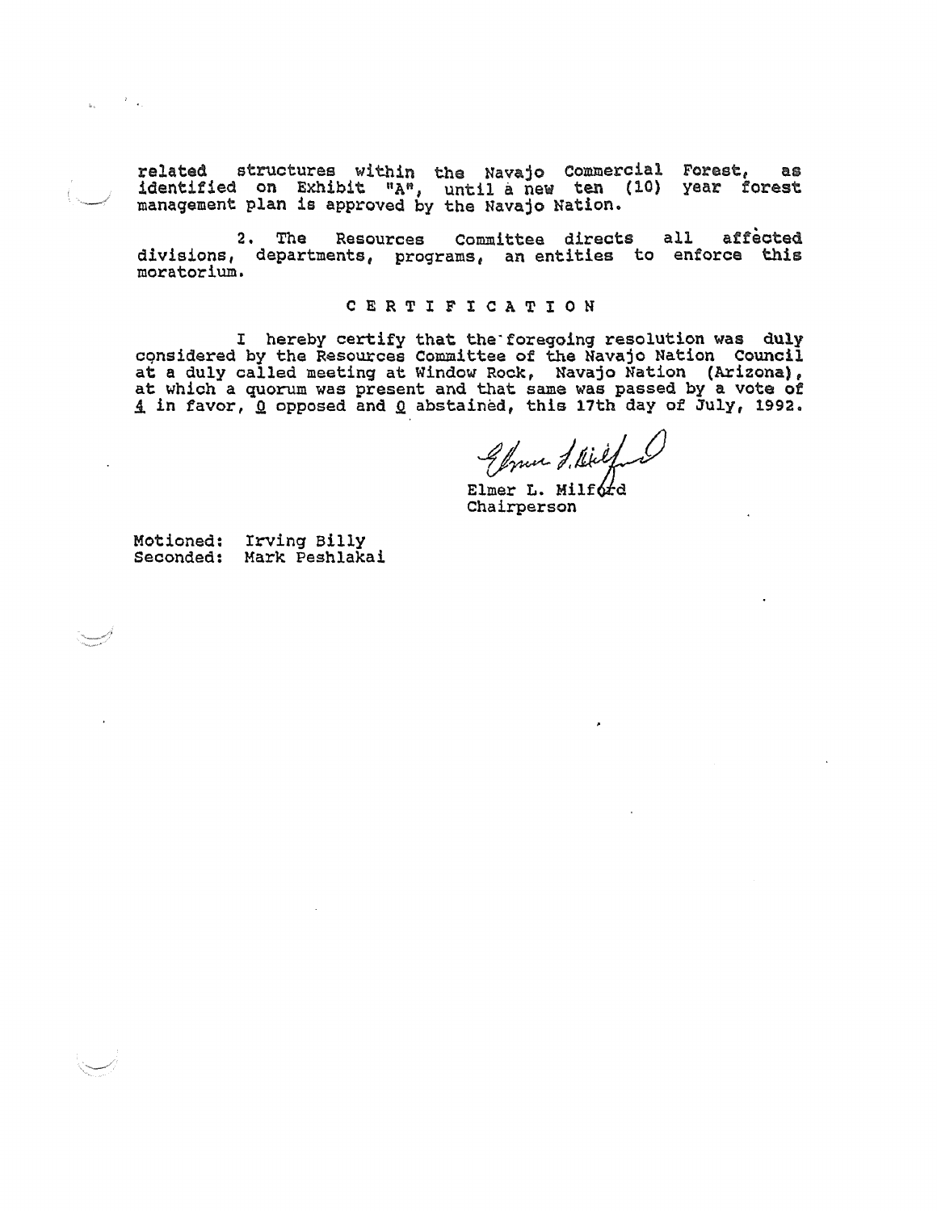related structures within the Navajo Commercial Forest, as identified on Exhibit "A", until a new ten (10) year forest management plan is approved by the Navajo Nation.

2. The Resources Committee directs all affected divisions, departments, programs, an entities to enforce this moratorium.

## C E R T I F I C A T I O N

I hereby certify that the foregoing resolution was duly considered by the Resources Committee of the Navajo Nation Council at a duly called meeting at Window Rock, Navajo Nation (Arizona), at which a quorum was present and that same was passed by a vote of 4 in favor, 0 opposed and 0 abstained, this 17th day of July, 1992.

Elmer L. Milford
Chairperson

Motioned: Irving Billy
Seconded: Mark Peshlakai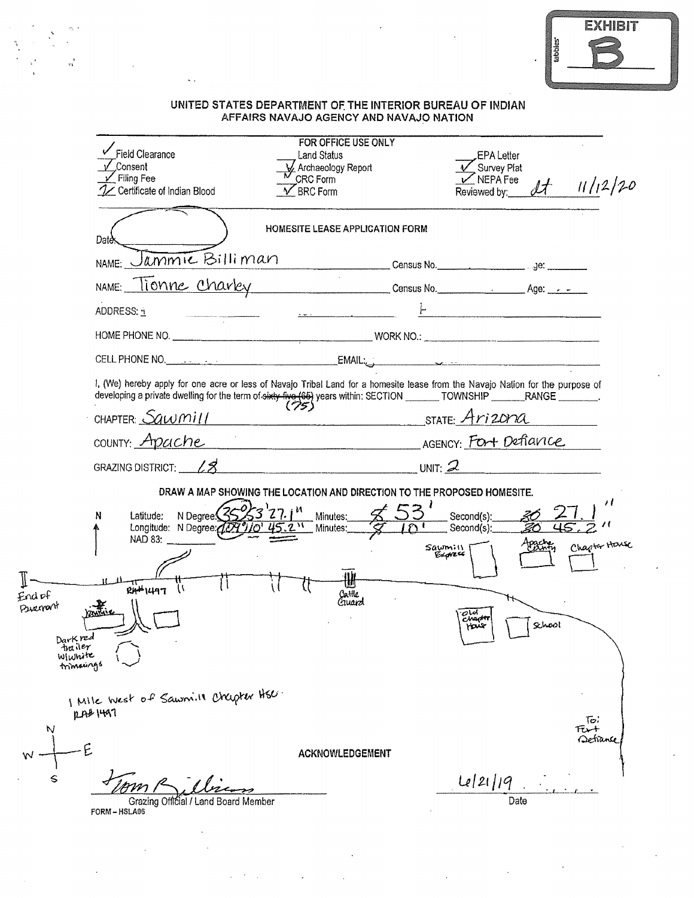EXHIBIT B

**UNITED STATES DEPARTMENT OF THE INTERIOR BUREAU OF INDIAN AFFAIRS NAVAJO AGENCY AND NAVAJO NATION**

FOR OFFICE USE ONLY

| | | |
|---|---|---|
| ✓ Field Clearance | ___ Land Status | ___ EPA Letter |
| ✓ Consent | ✓ Archaeology Report | ✓ Survey Plat |
| ✓ Filing Fee | ✓ CRC Form | ✓ NEPA Fee |
| ✓ Certificate of Indian Blood | ✓ BRC Form | Reviewed by: *dt* 11/12/20 |

## HOMESITE LEASE APPLICATION FORM

Date: ________

NAME: *Jammie Billiman* Census No. ________ Age: ________

NAME: *Tionne Charley* Census No. ________ Age: ________

ADDRESS: ________

HOME PHONE NO. ________ WORK NO.: ________

CELL PHONE NO. ________ EMAIL: ________

I, (We) hereby apply for one acre or less of Navajo Tribal Land for a homesite lease from the Navajo Nation for the purpose of developing a private dwelling for the term of ~~sixty-five (65)~~ *(75)* years within: SECTION ______ TOWNSHIP ______ RANGE ______.

CHAPTER: *Sawmill* STATE: *Arizona*

COUNTY: *Apache* AGENCY: *Fort Defiance*

GRAZING DISTRICT: *18* UNIT: *2*

**DRAW A MAP SHOWING THE LOCATION AND DIRECTION TO THE PROPOSED HOMESITE.**

Latitude: N Degree: *35° 53' 27.1"* Minutes: ~~5~~ *53'* Second(s): ~~30~~ *27.1"*

Longitude: N Degree: *109° 10' 45.2"* Minutes: ~~8~~ *10'* Second(s): ~~30~~ *45.2"*

NAD 83: ________

*[Map labels: N; End of Pavement; RA#1497; Jammie; Dark red trailer w/white trimmings; Cattle Guard; Sawmill Express; Apache County; Chapter House; Old Chapter House; School; To: Fort Defiance]*

*1 Mile West of Sawmill Chapter Hse.*
*RA# 1497*

**ACKNOWLEDGEMENT**

*Tom Billiman* — Grazing Official / Land Board Member

*6/21/19* — Date

FORM – HSLA06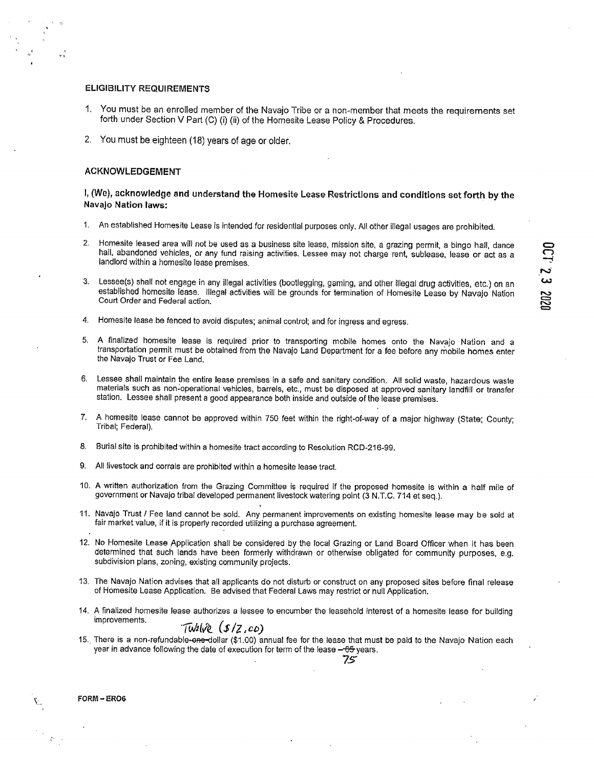## ELIGIBILITY REQUIREMENTS

1. You must be an enrolled member of the Navajo Tribe or a non-member that meets the requirements set forth under Section V Part (C) (i) (ii) of the Homesite Lease Policy & Procedures.
2. You must be eighteen (18) years of age or older.

## ACKNOWLEDGEMENT

**I, (We), acknowledge and understand the Homesite Lease Restrictions and conditions set forth by the Navajo Nation laws:**

1. An established Homesite Lease is intended for residential purposes only. All other illegal usages are prohibited.
2. Homesite leased area will not be used as a business site lease, mission site, a grazing permit, a bingo hall, dance hall, abandoned vehicles, or any fund raising activities. Lessee may not charge rent, sublease, lease or act as a landlord within a homesite lease premises.
3. Lessee(s) shall not engage in any illegal activities (bootlegging, gaming, and other illegal drug activities, etc.) on an established homesite lease. Illegal activities will be grounds for termination of Homesite Lease by Navajo Nation Court Order and Federal action.
4. Homesite lease be fenced to avoid disputes; animal control; and for ingress and egress.
5. A finalized homesite lease is required prior to transporting mobile homes onto the Navajo Nation and a transportation permit must be obtained from the Navajo Land Department for a fee before any mobile homes enter the Navajo Trust or Fee Land.
6. Lessee shall maintain the entire lease premises in a safe and sanitary condition. All solid waste, hazardous waste materials such as non-operational vehicles, barrels, etc., must be disposed at approved sanitary landfill or transfer station. Lessee shall present a good appearance both inside and outside of the lease premises.
7. A homesite lease cannot be approved within 750 feet within the right-of-way of a major highway (State; County; Tribal; Federal).
8. Burial site is prohibited within a homesite tract according to Resolution RCD-216-99.
9. All livestock and corrals are prohibited within a homesite lease tract.
10. A written authorization from the Grazing Committee is required if the proposed homesite is within a half mile of government or Navajo tribal developed permanent livestock watering point (3 N.T.C. 714 et seq.).
11. Navajo Trust / Fee land cannot be sold. Any permanent improvements on existing homesite lease may be sold at fair market value, if it is properly recorded utilizing a purchase agreement.
12. No Homesite Lease Application shall be considered by the local Grazing or Land Board Officer when it has been determined that such lands have been formerly withdrawn or otherwise obligated for community purposes, e.g. subdivision plans, zoning, existing community projects.
13. The Navajo Nation advises that all applicants do not disturb or construct on any proposed sites before final release of Homesite Lease Application. Be advised that Federal Laws may restrict or null Application.
14. A finalized homesite lease authorizes a lessee to encumber the leasehold interest of a homesite lease for building improvements.
15. There is a non-refundable ~~one~~ Twelve ($12.00) dollar ($1.00) annual fee for the lease that must be paid to the Navajo Nation each year in advance following the date of execution for term of the lease – ~~65~~ 75 years.

OCT 23 2020

FORM – ER06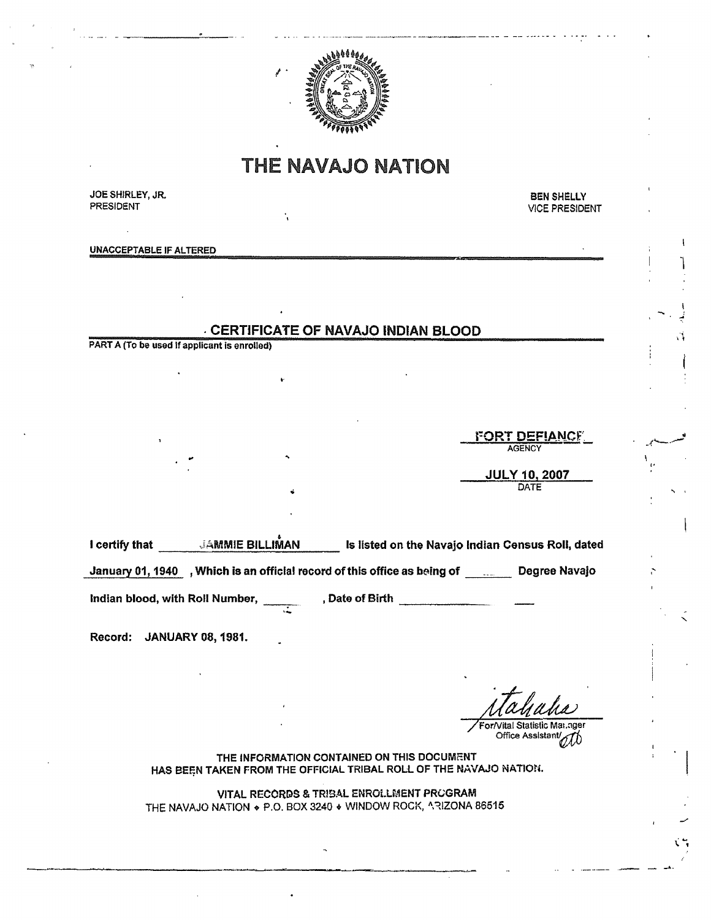# THE NAVAJO NATION

JOE SHIRLEY, JR.
PRESIDENT

BEN SHELLY
VICE PRESIDENT

UNACCEPTABLE IF ALTERED

## CERTIFICATE OF NAVAJO INDIAN BLOOD

PART A (To be used if applicant is enrolled)

FORT DEFIANCE
AGENCY

JULY 10, 2007
DATE

I certify that JAMMIE BILLIMAN is listed on the Navajo Indian Census Roll, dated January 01, 1940, Which is an official record of this office as being of ______ Degree Navajo Indian blood, with Roll Number, ______, Date of Birth ______________

Record: JANUARY 08, 1981.

For/Vital Statistic Manager
Office Assistant/

THE INFORMATION CONTAINED ON THIS DOCUMENT
HAS BEEN TAKEN FROM THE OFFICIAL TRIBAL ROLL OF THE NAVAJO NATION.

VITAL RECORDS & TRIBAL ENROLLMENT PROGRAM
THE NAVAJO NATION ♦ P.O. BOX 3240 ♦ WINDOW ROCK, ARIZONA 86515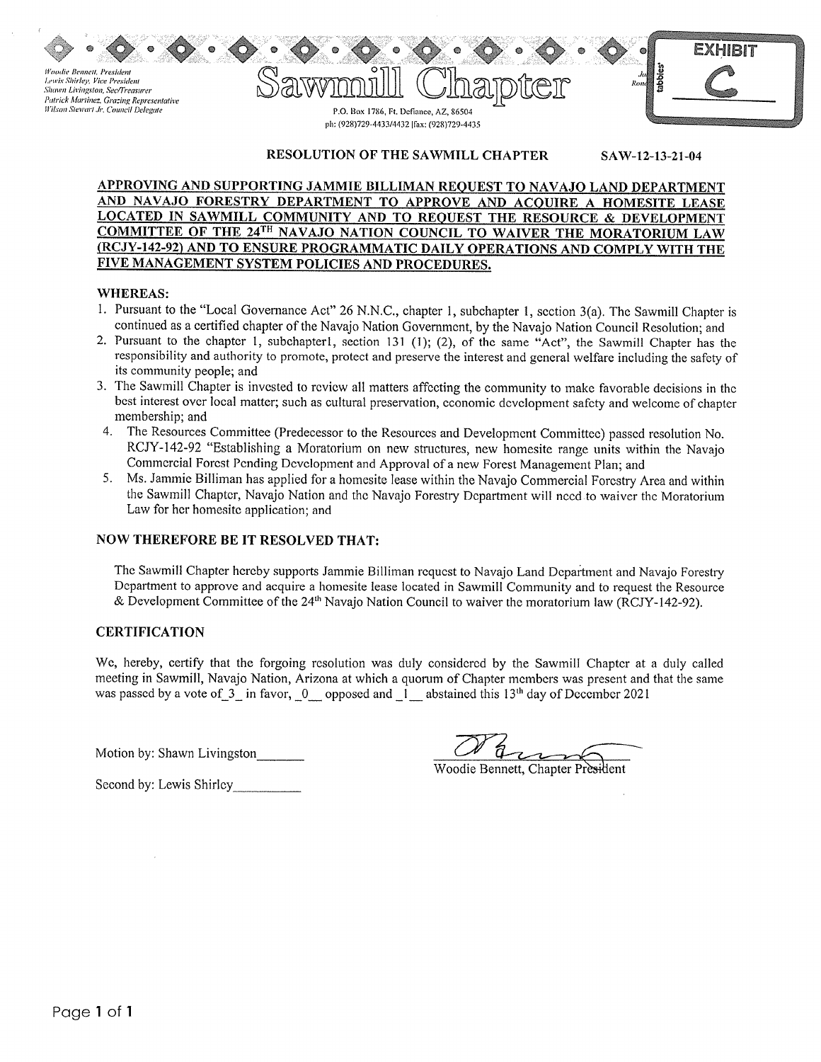Woodie Bennett, President
Lewis Shirley, Vice President
Shawn Livingston, Sec/Treasurer
Patrick Martinez, Grazing Representative
Wilson Stewart Jr. Council Delegate

# Sawmill Chapter

P.O. Box 1786, Ft. Defiance, AZ, 86504
ph: (928)729-4433/4432 |fax: (928)729-4435

EXHIBIT C

**RESOLUTION OF THE SAWMILL CHAPTER** SAW-12-13-21-04

**APPROVING AND SUPPORTING JAMMIE BILLIMAN REQUEST TO NAVAJO LAND DEPARTMENT AND NAVAJO FORESTRY DEPARTMENT TO APPROVE AND ACQUIRE A HOMESITE LEASE LOCATED IN SAWMILL COMMUNITY AND TO REQUEST THE RESOURCE & DEVELOPMENT COMMITTEE OF THE 24TH NAVAJO NATION COUNCIL TO WAIVER THE MORATORIUM LAW (RCJY-142-92) AND TO ENSURE PROGRAMMATIC DAILY OPERATIONS AND COMPLY WITH THE FIVE MANAGEMENT SYSTEM POLICIES AND PROCEDURES.**

## WHEREAS:

1. Pursuant to the "Local Governance Act" 26 N.N.C., chapter 1, subchapter 1, section 3(a). The Sawmill Chapter is continued as a certified chapter of the Navajo Nation Government, by the Navajo Nation Council Resolution; and
2. Pursuant to the chapter 1, subchapter1, section 131 (1); (2), of the same "Act", the Sawmill Chapter has the responsibility and authority to promote, protect and preserve the interest and general welfare including the safety of its community people; and
3. The Sawmill Chapter is invested to review all matters affecting the community to make favorable decisions in the best interest over local matter; such as cultural preservation, economic development safety and welcome of chapter membership; and
4. The Resources Committee (Predecessor to the Resources and Development Committee) passed resolution No. RCJY-142-92 "Establishing a Moratorium on new structures, new homesite range units within the Navajo Commercial Forest Pending Development and Approval of a new Forest Management Plan; and
5. Ms. Jammie Billiman has applied for a homesite lease within the Navajo Commercial Forestry Area and within the Sawmill Chapter, Navajo Nation and the Navajo Forestry Department will need to waiver the Moratorium Law for her homesite application; and

## NOW THEREFORE BE IT RESOLVED THAT:

The Sawmill Chapter hereby supports Jammie Billiman request to Navajo Land Department and Navajo Forestry Department to approve and acquire a homesite lease located in Sawmill Community and to request the Resource & Development Committee of the 24th Navajo Nation Council to waiver the moratorium law (RCJY-142-92).

## CERTIFICATION

We, hereby, certify that the forgoing resolution was duly considered by the Sawmill Chapter at a duly called meeting in Sawmill, Navajo Nation, Arizona at which a quorum of Chapter members was present and that the same was passed by a vote of_3_ in favor, _0__ opposed and _1__ abstained this 13th day of December 2021

Motion by: Shawn Livingston_______

Second by: Lewis Shirley__________

Woodie Bennett, Chapter President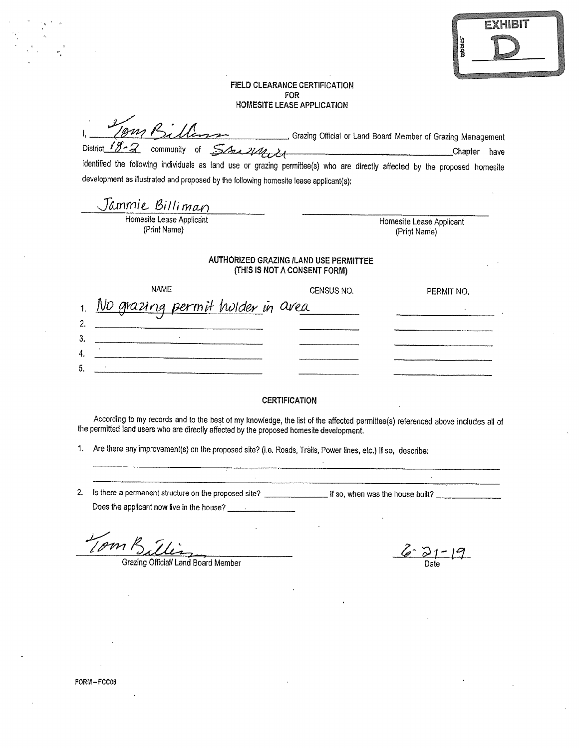EXHIBIT

D

# FIELD CLEARANCE CERTIFICATION
# FOR
# HOMESITE LEASE APPLICATION

I, *Tom Billison*, Grazing Official or Land Board Member of Grazing Management District *18-2*, community of *Shonto* Chapter have identified the following individuals as land use or grazing permittee(s) who are directly affected by the proposed homesite development as illustrated and proposed by the following homesite lease applicant(s):

| *Jammie Billiman* | |
|---|---|
| Homesite Lease Applicant (Print Name) | Homesite Lease Applicant (Print Name) |

## AUTHORIZED GRAZING /LAND USE PERMITTEE
## (THIS IS NOT A CONSENT FORM)

| | NAME | CENSUS NO. | PERMIT NO. |
|---|---|---|---|
| 1. | *No grazing permit holder in area* | | |
| 2. | | | |
| 3. | | | |
| 4. | | | |
| 5. | | | |

## CERTIFICATION

According to my records and to the best of my knowledge, the list of the affected permittee(s) referenced above includes all of the permitted land users who are directly affected by the proposed homesite development.

1. Are there any improvement(s) on the proposed site? (i.e. Roads, Trails, Power lines, etc.) If so, describe: \_\_\_\_\_\_\_\_\_\_\_\_\_\_\_\_

2. Is there a permanent structure on the proposed site? \_\_\_\_\_\_\_\_ If so, when was the house built? \_\_\_\_\_\_\_\_
   Does the applicant now live in the house? \_\_\_\_\_\_\_\_

*Tom Billison*
Grazing Official/ Land Board Member

*6-21-19*
Date

FORM – FCC06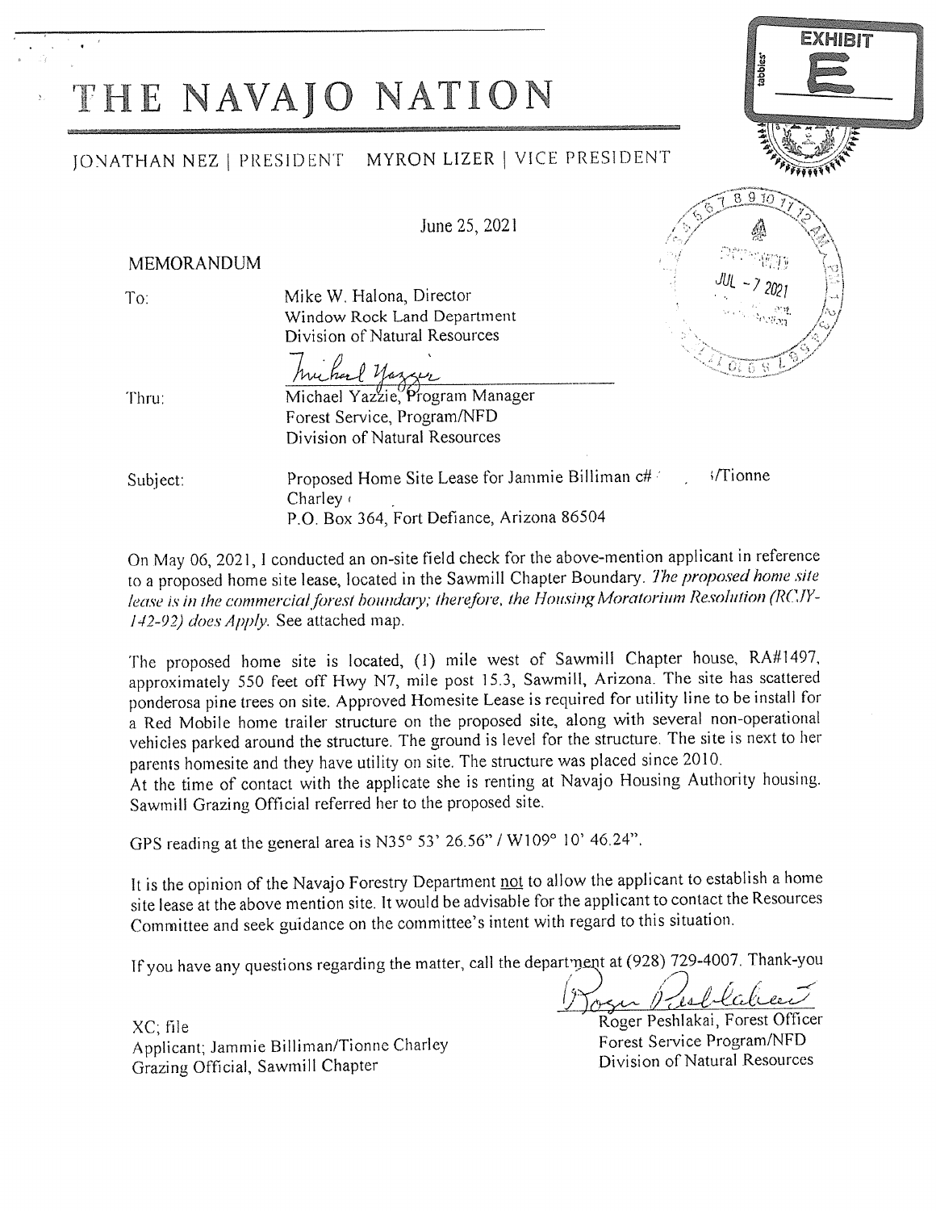EXHIBIT

E

# THE NAVAJO NATION

JONATHAN NEZ | PRESIDENT MYRON LIZER | VICE PRESIDENT

JUL - 7 2021

June 25, 2021

MEMORANDUM

To: Mike W. Halona, Director
Window Rock Land Department
Division of Natural Resources

Thru: Michael Yazzie, Program Manager
Forest Service, Program/NFD
Division of Natural Resources

Subject: Proposed Home Site Lease for Jammie Billiman c# /Tionne Charley
P.O. Box 364, Fort Defiance, Arizona 86504

On May 06, 2021, I conducted an on-site field check for the above-mention applicant in reference to a proposed home site lease, located in the Sawmill Chapter Boundary. *The proposed home site lease is in the commercial forest boundary; therefore, the Housing Moratorium Resolution (RCJY-142-92) does Apply.* See attached map.

The proposed home site is located, (1) mile west of Sawmill Chapter house, RA#1497, approximately 550 feet off Hwy N7, mile post 15.3, Sawmill, Arizona. The site has scattered ponderosa pine trees on site. Approved Homesite Lease is required for utility line to be install for a Red Mobile home trailer structure on the proposed site, along with several non-operational vehicles parked around the structure. The ground is level for the structure. The site is next to her parents homesite and they have utility on site. The structure was placed since 2010.
At the time of contact with the applicate she is renting at Navajo Housing Authority housing. Sawmill Grazing Official referred her to the proposed site.

GPS reading at the general area is N35° 53' 26.56" / W109° 10' 46.24".

It is the opinion of the Navajo Forestry Department not to allow the applicant to establish a home site lease at the above mention site. It would be advisable for the applicant to contact the Resources Committee and seek guidance on the committee's intent with regard to this situation.

If you have any questions regarding the matter, call the department at (928) 729-4007. Thank-you

Roger Peshlakai, Forest Officer
Forest Service Program/NFD
Division of Natural Resources

XC; file
Applicant; Jammie Billiman/Tionne Charley
Grazing Official, Sawmill Chapter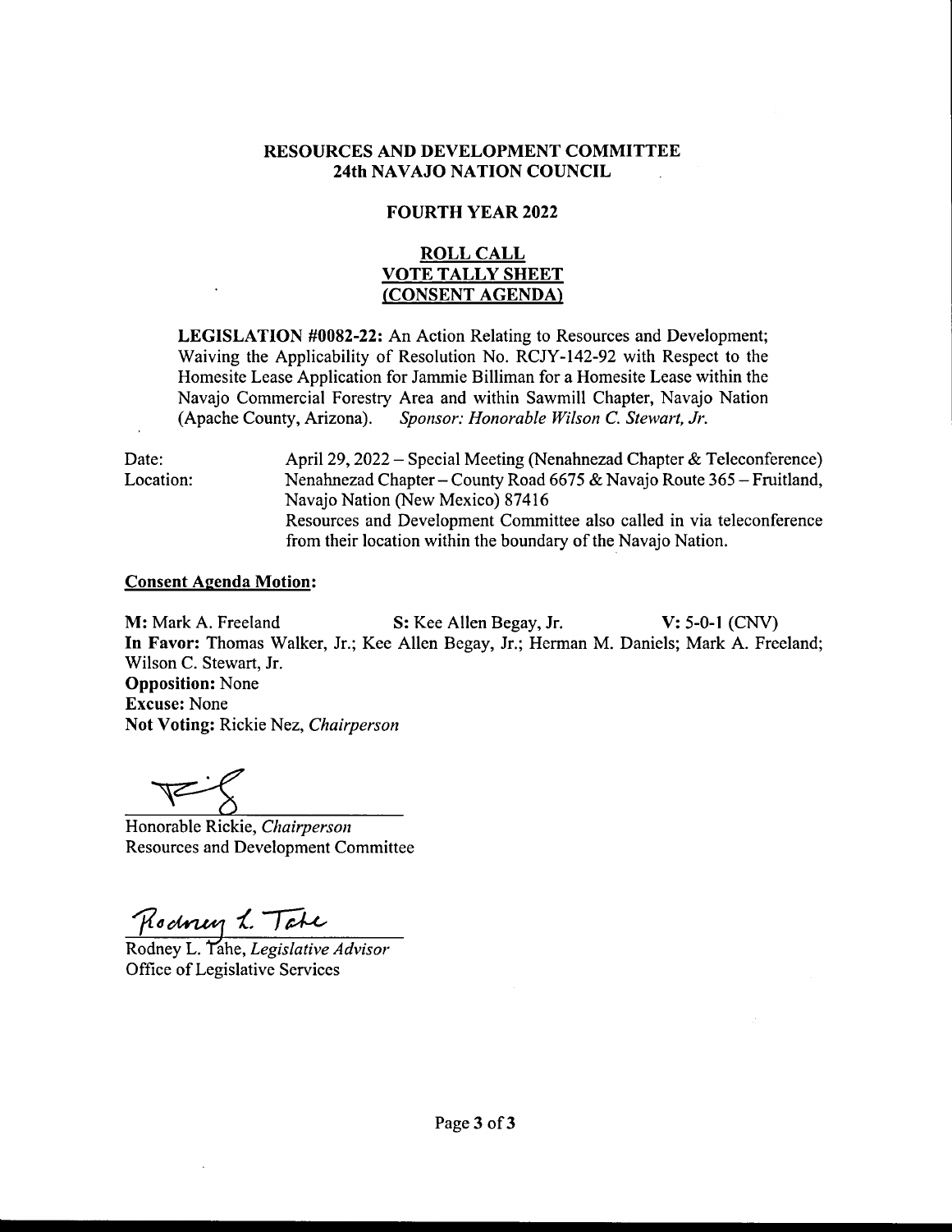**RESOURCES AND DEVELOPMENT COMMITTEE**
**24th NAVAJO NATION COUNCIL**

**FOURTH YEAR 2022**

**ROLL CALL**
**VOTE TALLY SHEET**
**(CONSENT AGENDA)**

**LEGISLATION #0082-22:** An Action Relating to Resources and Development; Waiving the Applicability of Resolution No. RCJY-142-92 with Respect to the Homesite Lease Application for Jammie Billiman for a Homesite Lease within the Navajo Commercial Forestry Area and within Sawmill Chapter, Navajo Nation (Apache County, Arizona). *Sponsor: Honorable Wilson C. Stewart, Jr.*

Date: April 29, 2022 – Special Meeting (Nenahnezad Chapter & Teleconference)
Location: Nenahnezad Chapter – County Road 6675 & Navajo Route 365 – Fruitland, Navajo Nation (New Mexico) 87416
Resources and Development Committee also called in via teleconference from their location within the boundary of the Navajo Nation.

**Consent Agenda Motion:**

**M:** Mark A. Freeland **S:** Kee Allen Begay, Jr. **V:** 5-0-1 (CNV)
**In Favor:** Thomas Walker, Jr.; Kee Allen Begay, Jr.; Herman M. Daniels; Mark A. Freeland; Wilson C. Stewart, Jr.
**Opposition:** None
**Excuse:** None
**Not Voting:** Rickie Nez, *Chairperson*

Honorable Rickie, *Chairperson*
Resources and Development Committee

Rodney L. Tahe, *Legislative Advisor*
Office of Legislative Services